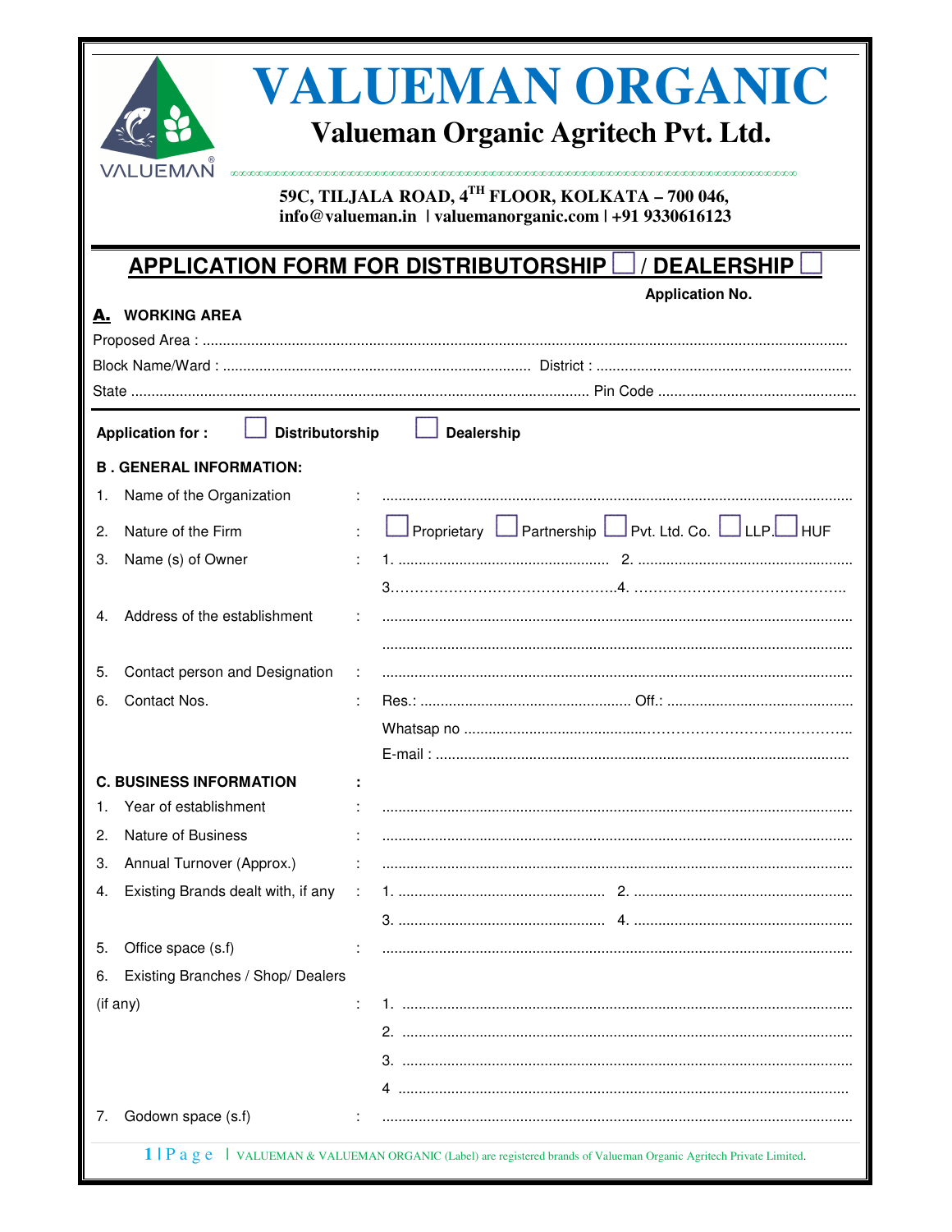# VALUEMAN ORGANIC

## Valueman Organic Agritech Pvt. Ltd.

**59C, TILJALA ROAD, 4TH FLOOR, KOLKATA – 700 046,**
**info@valueman.in | valuemanorganic.com | +91 9330616123**

## APPLICATION FORM FOR DISTRIBUTORSHIP ☐ / DEALERSHIP ☐

**Application No.**

### A. WORKING AREA

Proposed Area : ..........................................................................................................................

Block Name/Ward : .......................................................... District : ..............................................

State .............................................................................................. Pin Code ..............................................

**Application for :** ☐ **Distributorship** ☐ **Dealership**

### B . GENERAL INFORMATION:

1. Name of the Organization : ..........................................................................................................
2. Nature of the Firm : ☐ Proprietary ☐ Partnership ☐ Pvt. Ltd. Co. ☐ LLP. ☐ HUF
3. Name (s) of Owner : 1. ................................................ 2. ................................................
   3. ................................................ 4. ................................................
4. Address of the establishment : ..........................................................................................................
   ..........................................................................................................
5. Contact person and Designation : ..........................................................................................................
6. Contact Nos. : Res.: ................................................ Off.: ................................................
   Whatsap no ..........................................................................................
   E-mail : ..........................................................................................

### C. BUSINESS INFORMATION :

1. Year of establishment : ..........................................................................................................
2. Nature of Business : ..........................................................................................................
3. Annual Turnover (Approx.) : ..........................................................................................................
4. Existing Brands dealt with, if any : 1. ................................................ 2. ................................................
   3. ................................................ 4. ................................................
5. Office space (s.f) : ..........................................................................................................
6. Existing Branches / Shop/ Dealers (if any) :
   1. ..........................................................................................................
   2. ..........................................................................................................
   3. ..........................................................................................................
   4 ..........................................................................................................
7. Godown space (s.f) : ..........................................................................................................

VALUEMAN & VALUEMAN ORGANIC (Label) are registered brands of Valueman Organic Agritech Private Limited.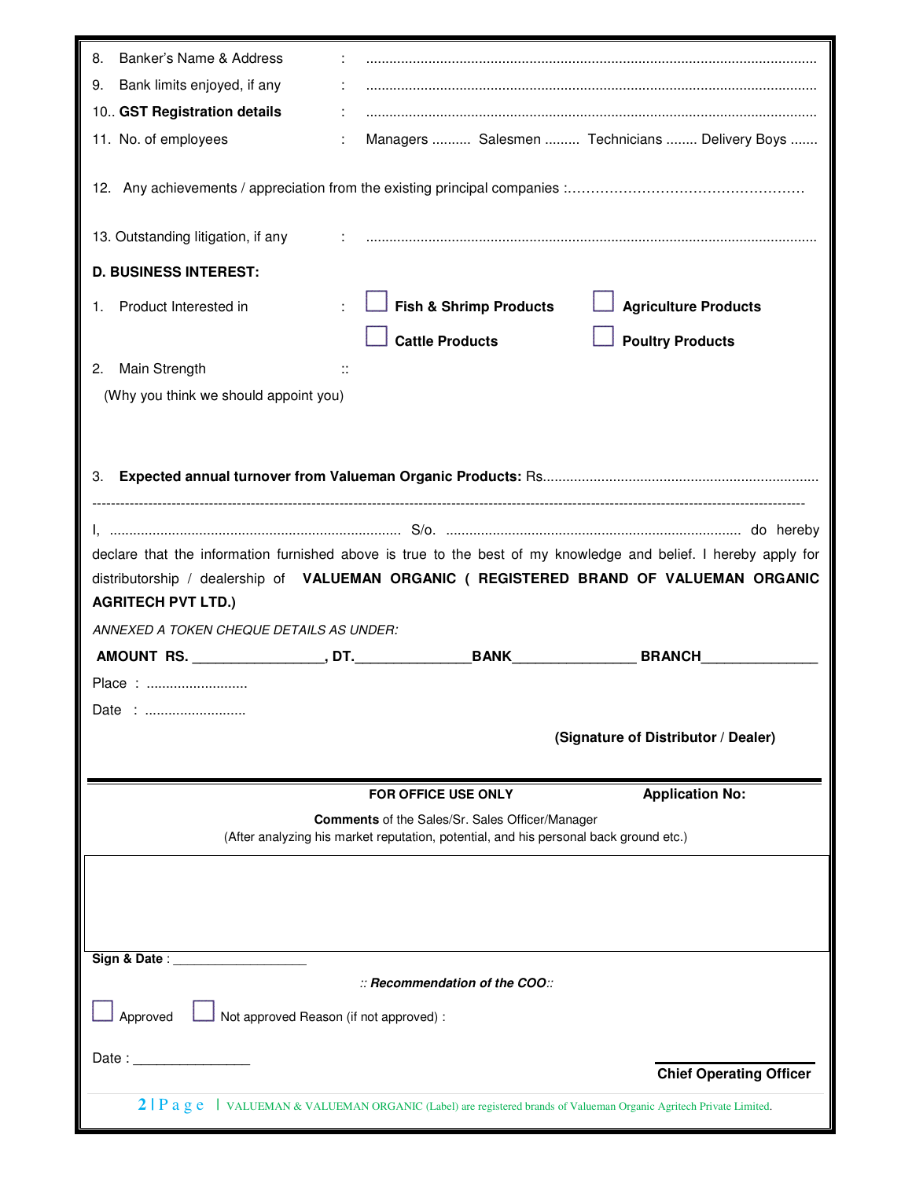8. Banker's Name & Address : ..................................................................................................................

9. Bank limits enjoyed, if any : ..................................................................................................................

10.. **GST Registration details** : ..................................................................................................................

11. No. of employees : Managers .......... Salesmen ......... Technicians ........ Delivery Boys .......

12. Any achievements / appreciation from the existing principal companies :……………………………………………

13. Outstanding litigation, if any : ..................................................................................................................

**D. BUSINESS INTEREST:**

1. Product Interested in : ☐ **Fish & Shrimp Products** ☐ **Agriculture Products** ☐ **Cattle Products** ☐ **Poultry Products**

2. Main Strength ::
   (Why you think we should appoint you)

3. **Expected annual turnover from Valueman Organic Products:** Rs......................................................................

---

I, .......................................................................... S/o. ........................................................................... do hereby declare that the information furnished above is true to the best of my knowledge and belief. I hereby apply for distributorship / dealership of **VALUEMAN ORGANIC ( REGISTERED BRAND OF VALUEMAN ORGANIC AGRITECH PVT LTD.)**

*ANNEXED A TOKEN CHEQUE DETAILS AS UNDER:*

**AMOUNT RS. ________________, DT.______________BANK_______________ BRANCH______________**

Place : ..........................

Date : ..........................

**(Signature of Distributor / Dealer)**

---

**FOR OFFICE USE ONLY** **Application No:**

**Comments** of the Sales/Sr. Sales Officer/Manager
(After analyzing his market reputation, potential, and his personal back ground etc.)

**Sign & Date** : __________________

:: ***Recommendation of the COO***::

☐ Approved ☐ Not approved Reason (if not approved) :

Date : _______________

**Chief Operating Officer**

VALUEMAN & VALUEMAN ORGANIC (Label) are registered brands of Valueman Organic Agritech Private Limited.